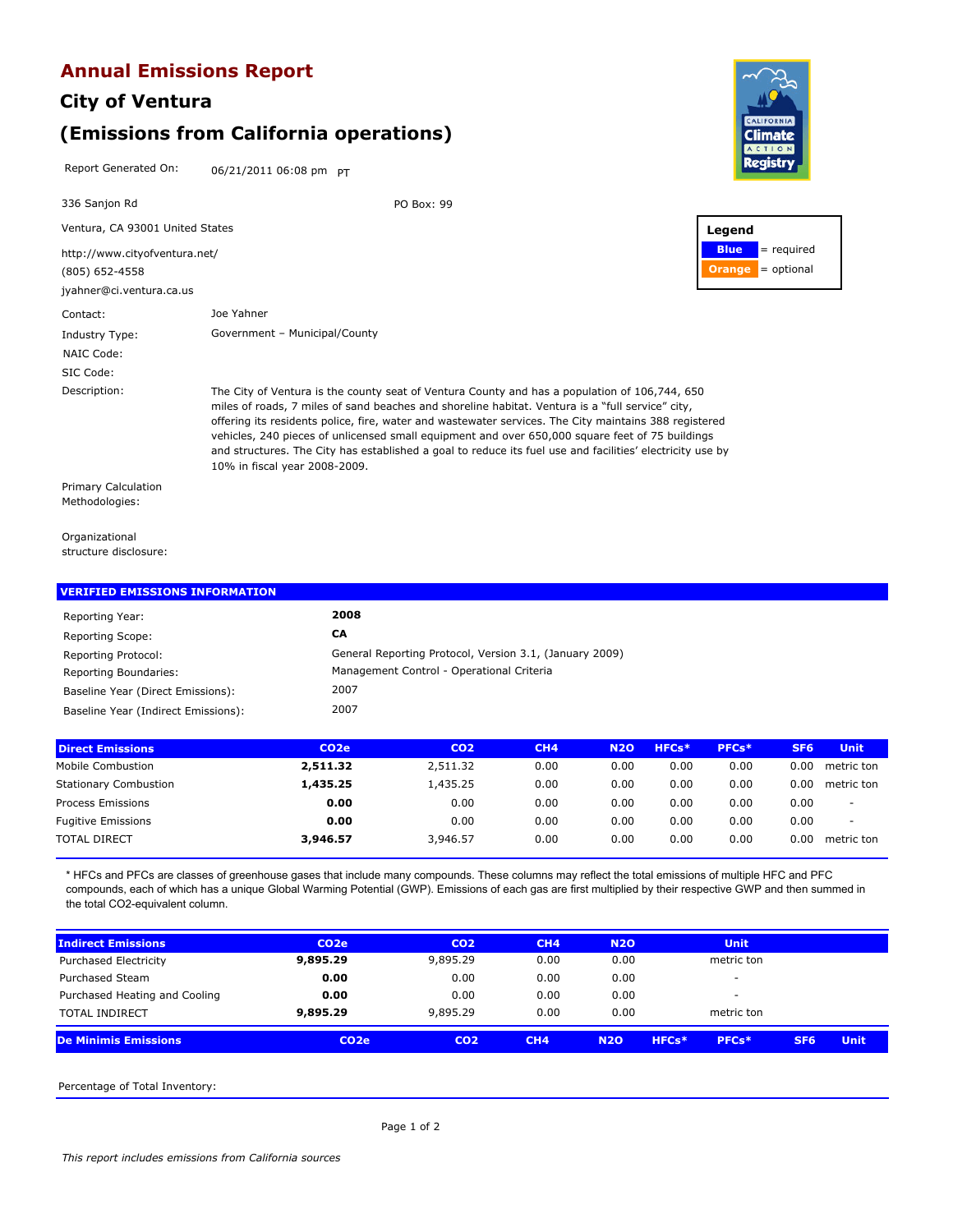# Annual Emissions Report

## City of Ventura

## (Emissions from California operations)

Report Generated On: 06/21/2011 06:08 pm PT

336 Sanjon Rd

PO Box: 99

Ventura, CA 93001 United States

http://www.cityofventura.net/

(805) 652-4558

jyahner@ci.ventura.ca.us

| Legend | |
|---|---|
| Blue | = required |
| Orange | = optional |

| | |
|---|---|
| Contact: | Joe Yahner |
| Industry Type: | Government – Municipal/County |
| NAIC Code: | |
| SIC Code: | |
| Description: | The City of Ventura is the county seat of Ventura County and has a population of 106,744, 650 miles of roads, 7 miles of sand beaches and shoreline habitat. Ventura is a “full service” city, offering its residents police, fire, water and wastewater services. The City maintains 388 registered vehicles, 240 pieces of unlicensed small equipment and over 650,000 square feet of 75 buildings and structures. The City has established a goal to reduce its fuel use and facilities' electricity use by 10% in fiscal year 2008-2009. |
| Primary Calculation Methodologies: | |
| Organizational structure disclosure: | |

## VERIFIED EMISSIONS INFORMATION

| | |
|---|---|
| Reporting Year: | **2008** |
| Reporting Scope: | **CA** |
| Reporting Protocol: | General Reporting Protocol, Version 3.1, (January 2009) |
| Reporting Boundaries: | Management Control - Operational Criteria |
| Baseline Year (Direct Emissions): | 2007 |
| Baseline Year (Indirect Emissions): | 2007 |

| Direct Emissions | CO2e | CO2 | CH4 | N2O | HFCs* | PFCs* | SF6 | Unit |
|---|---|---|---|---|---|---|---|---|
| Mobile Combustion | **2,511.32** | 2,511.32 | 0.00 | 0.00 | 0.00 | 0.00 | 0.00 | metric ton |
| Stationary Combustion | **1,435.25** | 1,435.25 | 0.00 | 0.00 | 0.00 | 0.00 | 0.00 | metric ton |
| Process Emissions | **0.00** | 0.00 | 0.00 | 0.00 | 0.00 | 0.00 | 0.00 | - |
| Fugitive Emissions | **0.00** | 0.00 | 0.00 | 0.00 | 0.00 | 0.00 | 0.00 | - |
| TOTAL DIRECT | **3,946.57** | 3,946.57 | 0.00 | 0.00 | 0.00 | 0.00 | 0.00 | metric ton |

* HFCs and PFCs are classes of greenhouse gases that include many compounds. These columns may reflect the total emissions of multiple HFC and PFC compounds, each of which has a unique Global Warming Potential (GWP). Emissions of each gas are first multiplied by their respective GWP and then summed in the total CO2-equivalent column.

| Indirect Emissions | CO2e | CO2 | CH4 | N2O | Unit |
|---|---|---|---|---|---|
| Purchased Electricity | **9,895.29** | 9,895.29 | 0.00 | 0.00 | metric ton |
| Purchased Steam | **0.00** | 0.00 | 0.00 | 0.00 | - |
| Purchased Heating and Cooling | **0.00** | 0.00 | 0.00 | 0.00 | - |
| TOTAL INDIRECT | **9,895.29** | 9,895.29 | 0.00 | 0.00 | metric ton |

| De Minimis Emissions | CO2e | CO2 | CH4 | N2O | HFCs* | PFCs* | SF6 | Unit |
|---|---|---|---|---|---|---|---|---|

Percentage of Total Inventory:

*This report includes emissions from California sources*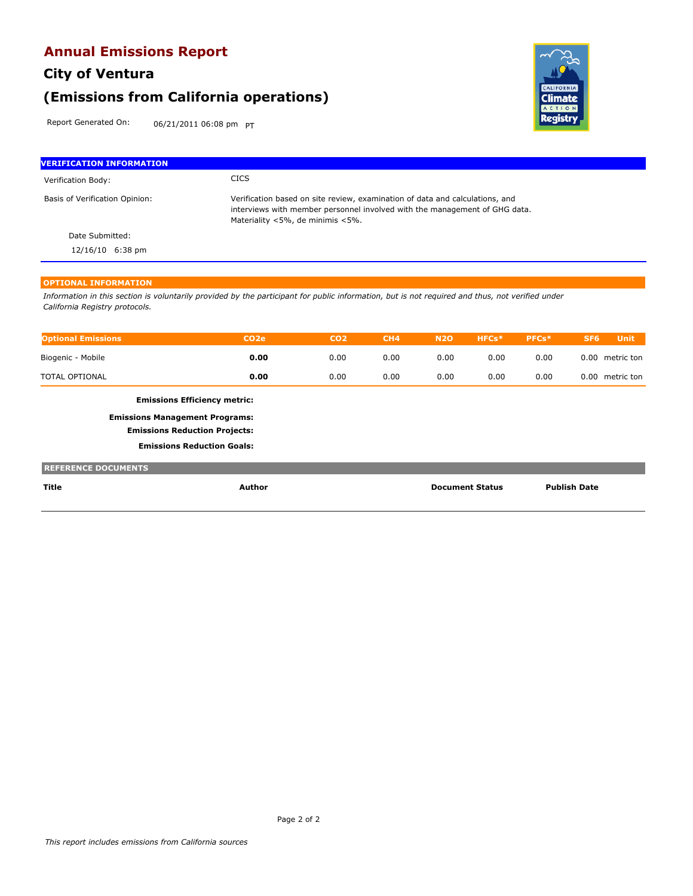# Annual Emissions Report

## City of Ventura

## (Emissions from California operations)

Report Generated On: 06/21/2011 06:08 pm PT

### VERIFICATION INFORMATION

Verification Body: CICS

Basis of Verification Opinion: Verification based on site review, examination of data and calculations, and interviews with member personnel involved with the management of GHG data. Materiality <5%, de minimis <5%.

Date Submitted:
12/16/10 6:38 pm

### OPTIONAL INFORMATION

*Information in this section is voluntarily provided by the participant for public information, but is not required and thus, not verified under California Registry protocols.*

| Optional Emissions | $CO_2e$ | $CO_2$ | $CH_4$ | $N_2O$ | HFCs* | PFCs* | $SF_6$ | Unit |
|---|---|---|---|---|---|---|---|---|
| Biogenic - Mobile | **0.00** | 0.00 | 0.00 | 0.00 | 0.00 | 0.00 | 0.00 | metric ton |
| TOTAL OPTIONAL | **0.00** | 0.00 | 0.00 | 0.00 | 0.00 | 0.00 | 0.00 | metric ton |

**Emissions Efficiency metric:**

**Emissions Management Programs:**

**Emissions Reduction Projects:**

**Emissions Reduction Goals:**

### REFERENCE DOCUMENTS

| Title | Author | Document Status | Publish Date |
|---|---|---|---|

*This report includes emissions from California sources*